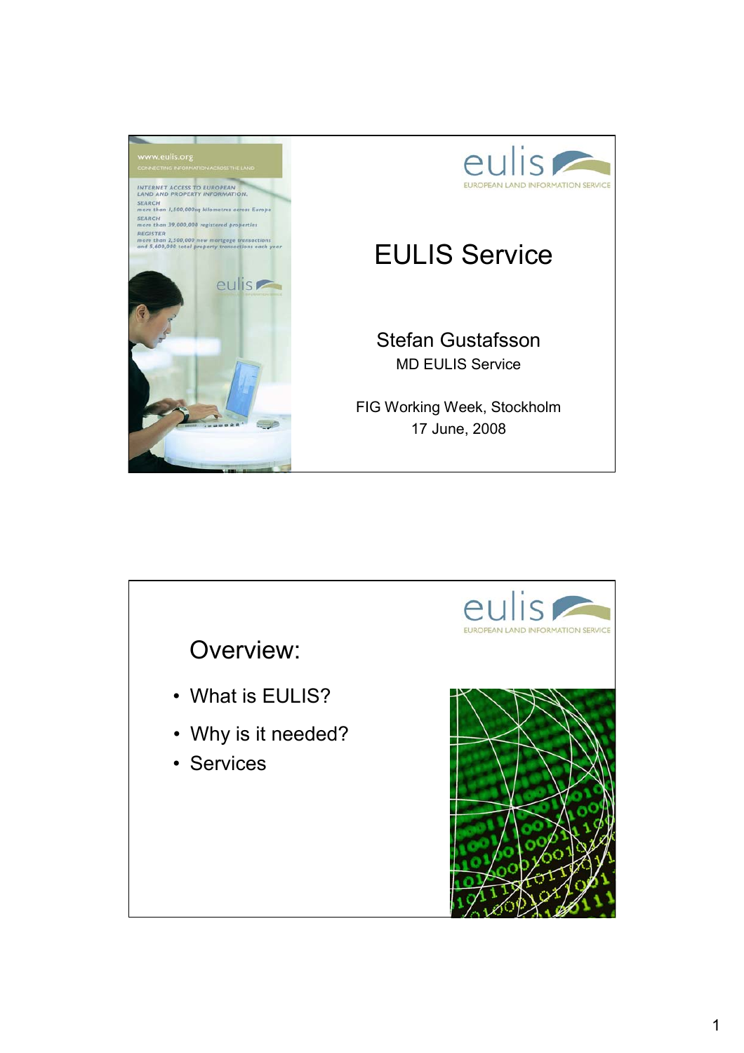# EULIS Service

Stefan Gustafsson

MD EULIS Service

FIG Working Week, Stockholm

17 June, 2008

---

## Overview:

- What is EULIS?
- Why is it needed?
- Services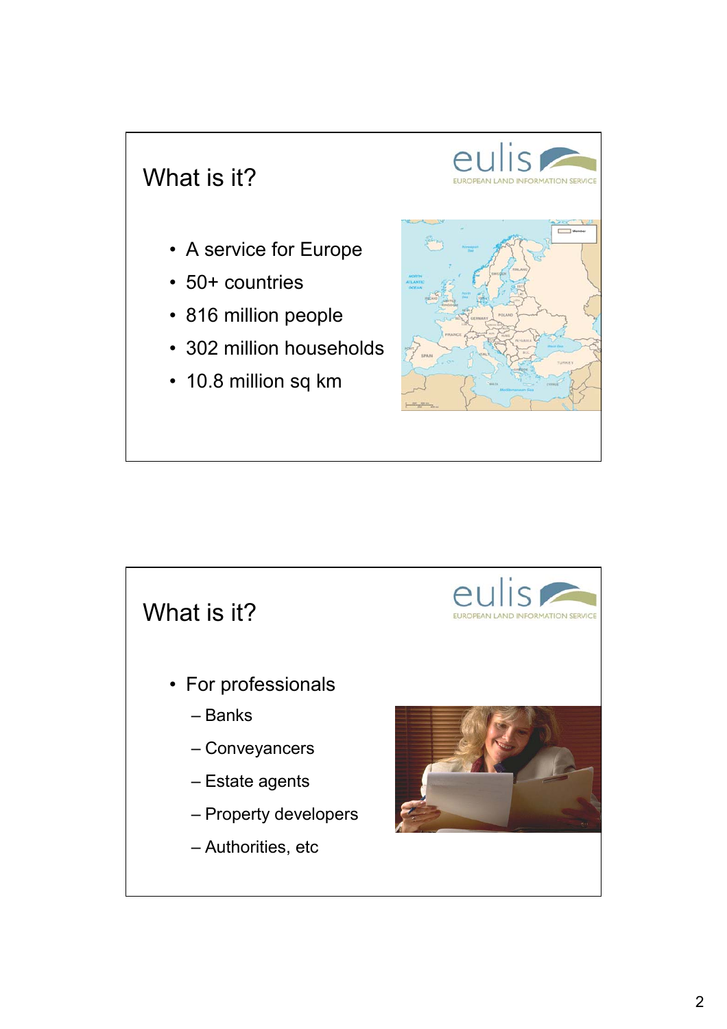## What is it?

eulis EUROPEAN LAND INFORMATION SERVICE

- A service for Europe
- 50+ countries
- 816 million people
- 302 million households
- 10.8 million sq km

## What is it?

eulis EUROPEAN LAND INFORMATION SERVICE

- For professionals
  - Banks
  - Conveyancers
  - Estate agents
  - Property developers
  - Authorities, etc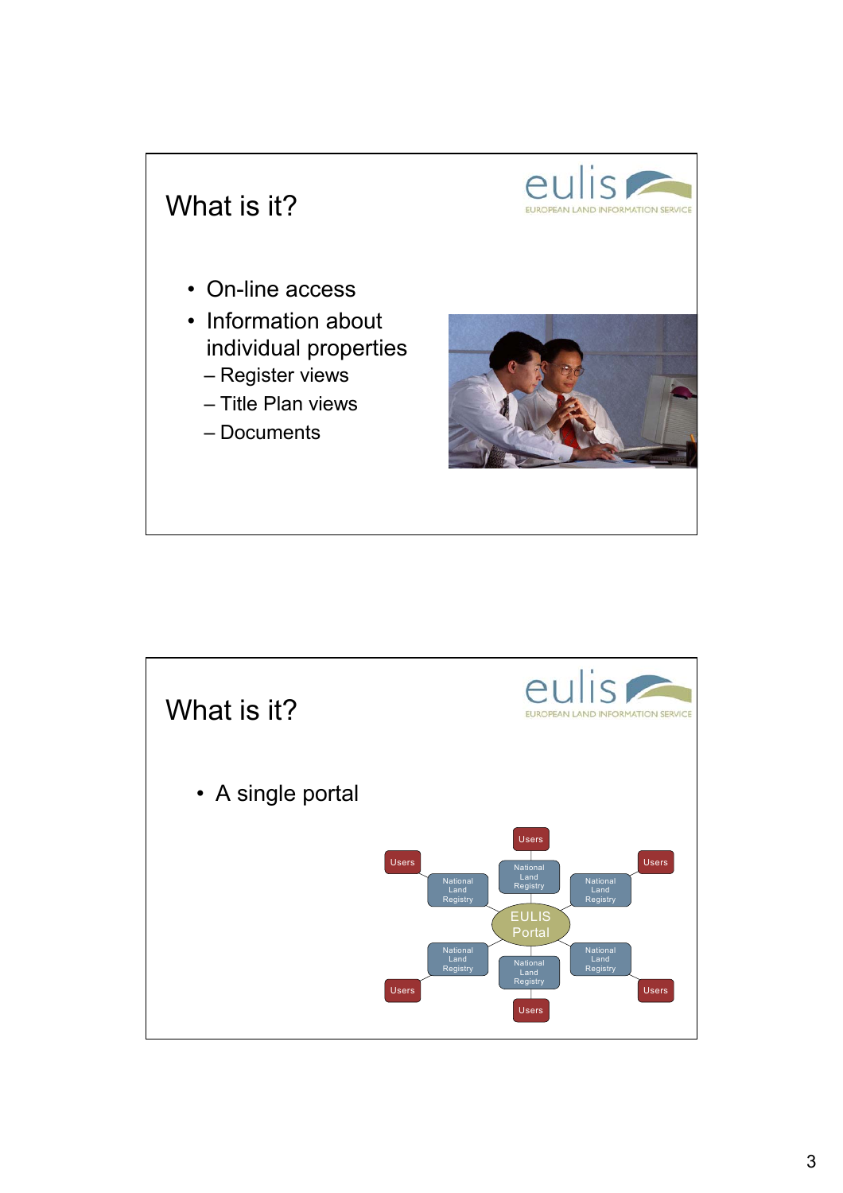## What is it?

eulis
EUROPEAN LAND INFORMATION SERVICE

- On-line access
- Information about individual properties
  - Register views
  - Title Plan views
  - Documents

## What is it?

eulis
EUROPEAN LAND INFORMATION SERVICE

- A single portal

Users | National Land Registry | EULIS Portal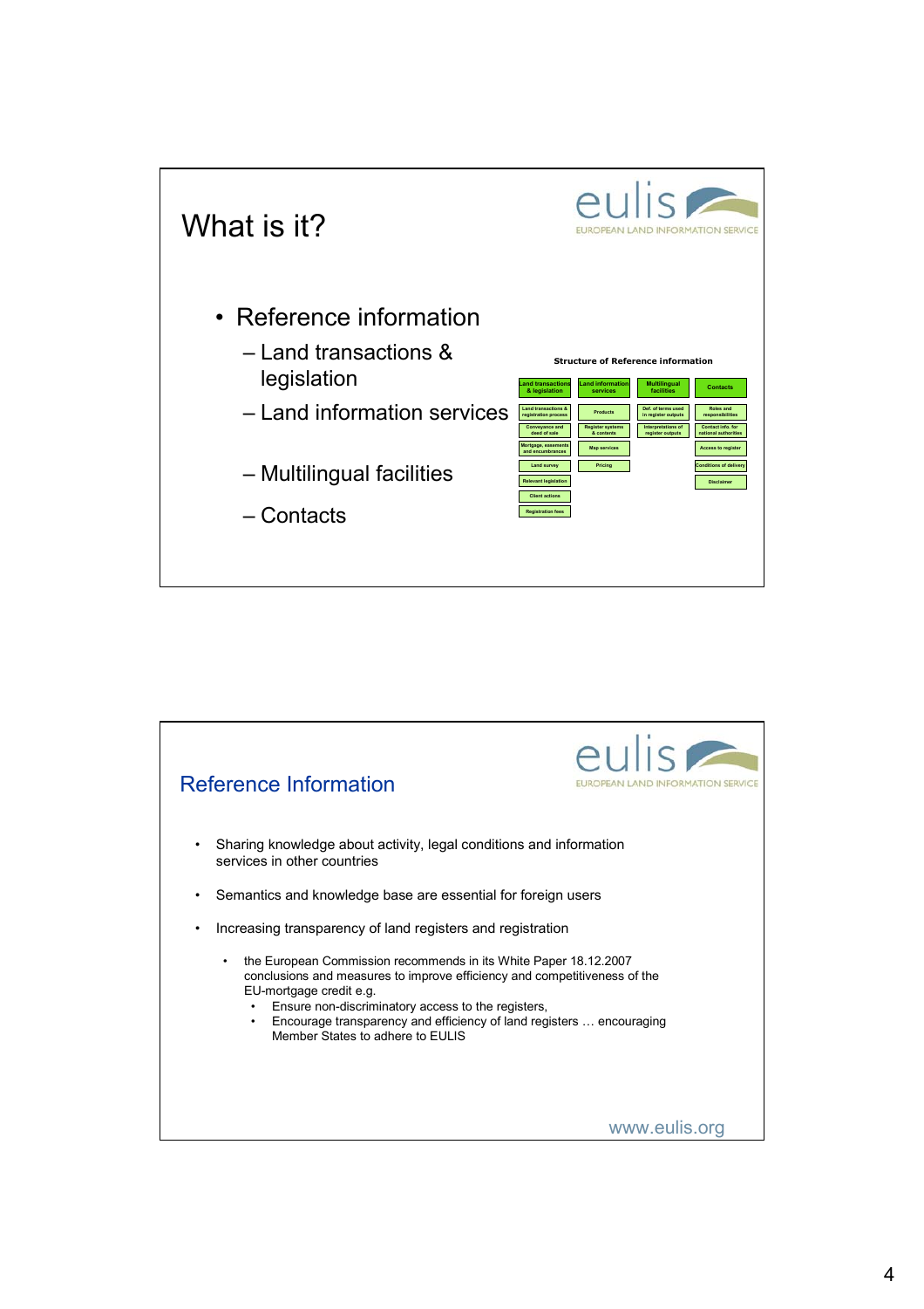# What is it?

- Reference information
  - Land transactions & legislation
  - Land information services
  - Multilingual facilities
  - Contacts

**Structure of Reference information**

| Land transactions & legislation | Land information services | Multilingual facilities | Contacts |
|---|---|---|---|
| Land transactions & registration process | Products | Def. of terms used in register outputs | Roles and responsibilities |
| Conveyance and deed of sale | Register systems & contents | Interpretations of register outputs | Contact info. for national authorities |
| Mortgage, easements and encumbrances | Map services | | Access to register |
| Land survey | Pricing | | Conditions of delivery |
| Relevant legislation | | | Disclaimer |
| Client actions | | | |
| Registration fees | | | |

## Reference Information

- Sharing knowledge about activity, legal conditions and information services in other countries
- Semantics and knowledge base are essential for foreign users
- Increasing transparency of land registers and registration
  - the European Commission recommends in its White Paper 18.12.2007 conclusions and measures to improve efficiency and competitiveness of the EU-mortgage credit e.g.
    - Ensure non-discriminatory access to the registers,
    - Encourage transparency and efficiency of land registers … encouraging Member States to adhere to EULIS

www.eulis.org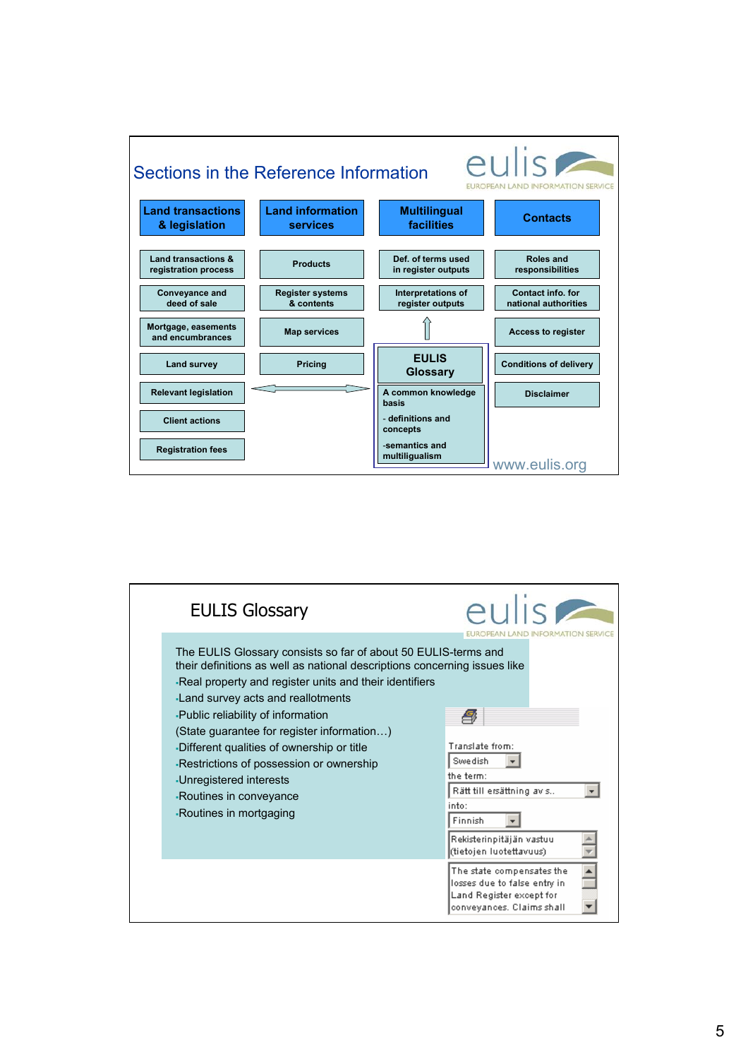## Sections in the Reference Information

eulis
EUROPEAN LAND INFORMATION SERVICE

| Land transactions & legislation | Land information services | Multilingual facilities | Contacts |
|---|---|---|---|
| Land transactions & registration process | Products | Def. of terms used in register outputs | Roles and responsibilities |
| Conveyance and deed of sale | Register systems & contents | Interpretations of register outputs | Contact info. for national authorities |
| Mortgage, easements and encumbrances | Map services | | Access to register |
| Land survey | Pricing | EULIS Glossary | Conditions of delivery |
| Relevant legislation | | A common knowledge basis<br>- definitions and concepts<br>-semantics and multiligualism | Disclaimer |
| Client actions | | | |
| Registration fees | | | |

www.eulis.org

## EULIS Glossary

eulis
EUROPEAN LAND INFORMATION SERVICE

The EULIS Glossary consists so far of about 50 EULIS-terms and their definitions as well as national descriptions concerning issues like

- Real property and register units and their identifiers
- Land survey acts and reallotments
- Public reliability of information
  (State guarantee for register information…)
- Different qualities of ownership or title
- Restrictions of possession or ownership
- Unregistered interests
- Routines in conveyance
- Routines in mortgaging

Translate from: Swedish
the term: Rätt till ersättning av s..
into: Finnish
Rekisterinpitäjän vastuu (tietojen luotettavuus)
The state compensates the losses due to false entry in Land Register except for conveyances. Claims shall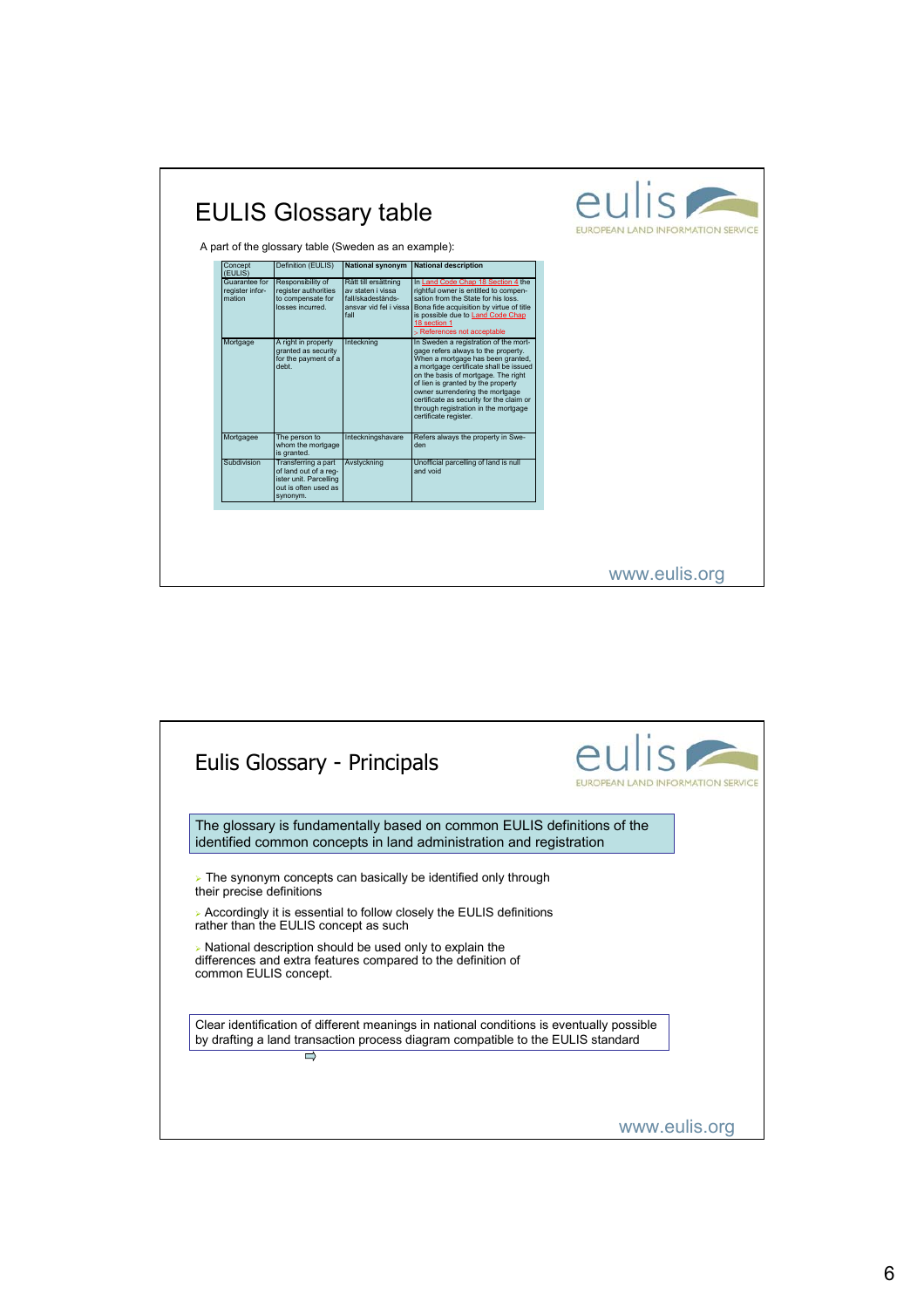## EULIS Glossary table

A part of the glossary table (Sweden as an example):

| Concept (EULIS) | Definition (EULIS) | National synonym | National description |
|---|---|---|---|
| Guarantee for register information | Responsibility of register authorities to compensate for losses incurred. | Rätt till ersättning av staten i vissa fall/skadeståndsansvar vid fel i vissa fall | In Land Code Chap 18 Section 4 the rightful owner is entitled to compensation from the State for his loss. Bona fide acquisition by virtue of title is possible due to Land Code Chap 18 section 1 ➢ References not acceptable |
| Mortgage | A right in property granted as security for the payment of a debt. | Inteckning | In Sweden a registration of the mortgage refers always to the property. When a mortgage has been granted, a mortgage certificate shall be issued on the basis of mortgage. The right of lien is granted by the property owner surrendering the mortgage certificate as security for the claim or through registration in the mortgage certificate register. |
| Mortgagee | The person to whom the mortgage is granted. | Inteckningshavare | Refers always the property in Sweden |
| Subdivision | Transferring a part of land out of a register unit. Parcelling out is often used as synonym. | Avstyckning | Unofficial parcelling of land is null and void |

www.eulis.org

## Eulis Glossary - Principals

The glossary is fundamentally based on common EULIS definitions of the identified common concepts in land administration and registration

- The synonym concepts can basically be identified only through their precise definitions
- Accordingly it is essential to follow closely the EULIS definitions rather than the EULIS concept as such
- National description should be used only to explain the differences and extra features compared to the definition of common EULIS concept.

Clear identification of different meanings in national conditions is eventually possible by drafting a land transaction process diagram compatible to the EULIS standard

www.eulis.org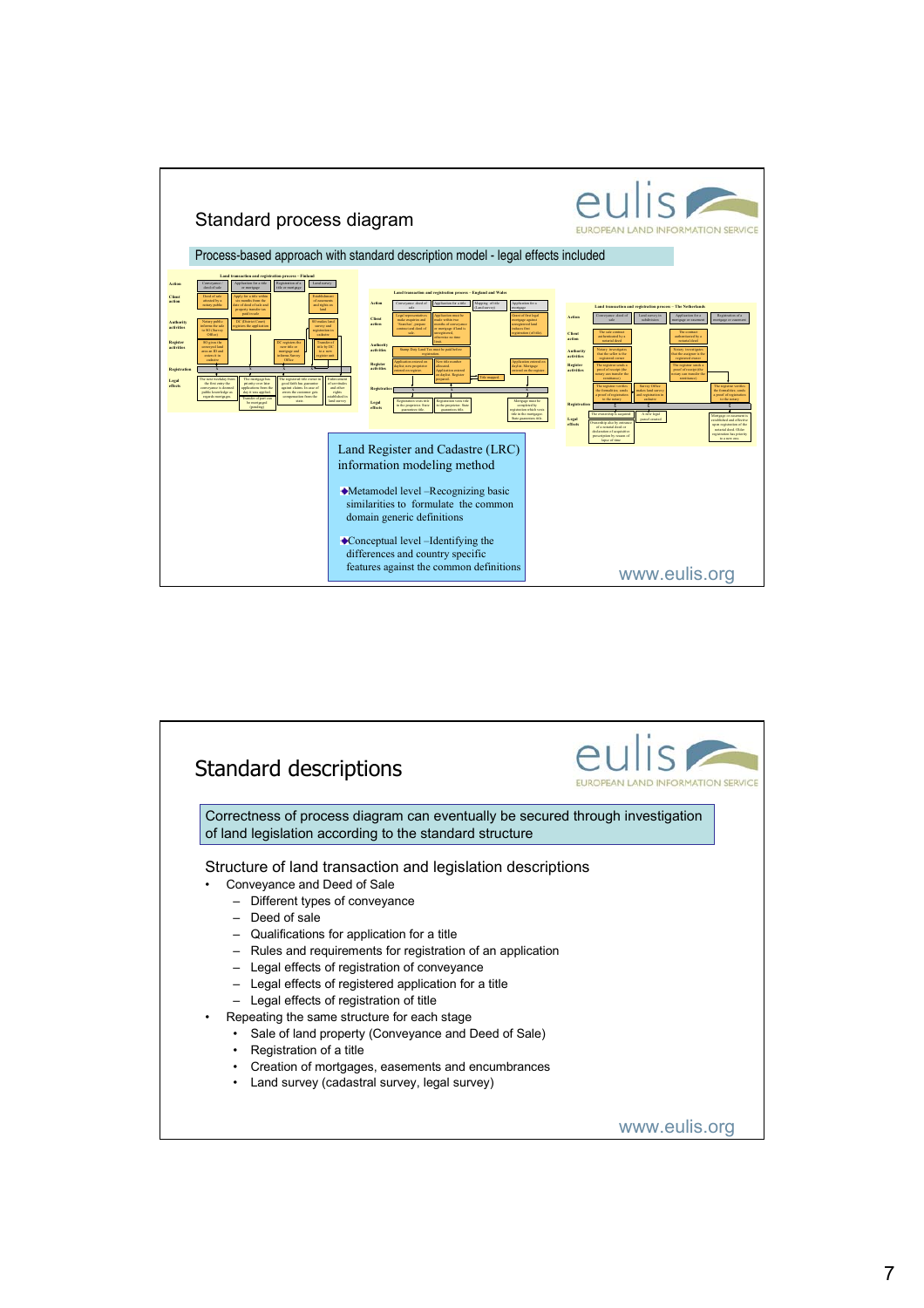## Standard process diagram

Process-based approach with standard description model - legal effects included

Land Register and Cadastre (LRC) information modeling method

- Metamodel level –Recognizing basic similarities to formulate the common domain generic definitions
- Conceptual level –Identifying the differences and country specific features against the common definitions

www.eulis.org

## Standard descriptions

Correctness of process diagram can eventually be secured through investigation of land legislation according to the standard structure

Structure of land transaction and legislation descriptions

- Conveyance and Deed of Sale
  - Different types of conveyance
  - Deed of sale
  - Qualifications for application for a title
  - Rules and requirements for registration of an application
  - Legal effects of registration of conveyance
  - Legal effects of registered application for a title
  - Legal effects of registration of title
- Repeating the same structure for each stage
  - Sale of land property (Conveyance and Deed of Sale)
  - Registration of a title
  - Creation of mortgages, easements and encumbrances
  - Land survey (cadastral survey, legal survey)

www.eulis.org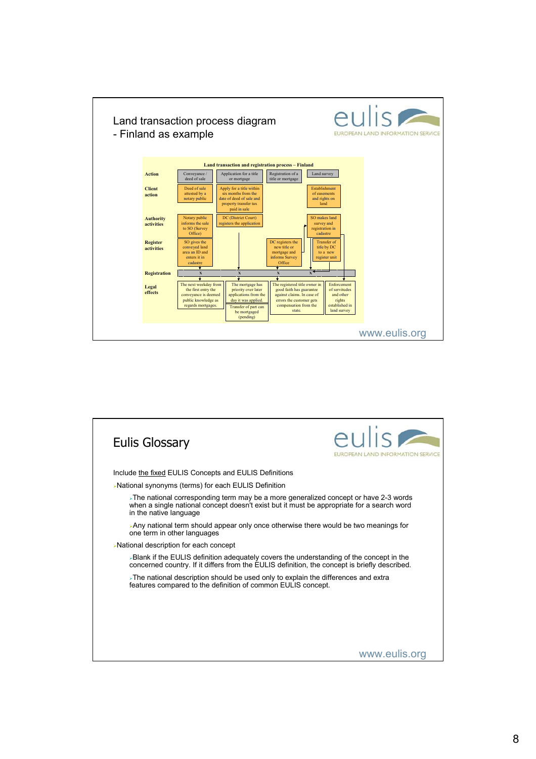## Land transaction process diagram - Finland as example

**Land transaction and registration process – Finland**

| Action | Conveyance / deed of sale | Application for a title or mortgage | Registration of a title or mortgage | Land survey |
|---|---|---|---|---|
| Client action | Deed of sale attested by a notary public | Apply for a title within six months from the date of deed of sale and property transfer tax paid in sale | | Establishment of easements and rights on land |
| Authority activities | Notary public informs the sale to SO (Survey Office) | DC (District Court) registers the application | | SO makes land survey and registration in cadastre |
| Register activities | SO gives the conveyed land area an ID and enters it in cadastre | | DC registers the new title or mortgage and informs Survey Office | Transfer of title by DC to a new register unit |
| Registration | x | x | x | x |
| Legal effects | The next weekday from the first entry the conveyance is deemed public knowledge as regards mortgages. | The mortgage has priority over later applications from the day it was applied. Transfer of part can be mortgaged (pending) | The registered title owner in good faith has guarantee against claims. In case of errors the customer gets compensation from the state. | Enforcement of servitudes and other rights established in land survey |

www.eulis.org

## Eulis Glossary

Include <u>the fixed</u> EULIS Concepts and EULIS Definitions

- National synonyms (terms) for each EULIS Definition
  - The national corresponding term may be a more generalized concept or have 2-3 words when a single national concept doesn't exist but it must be appropriate for a search word in the native language
  - Any national term should appear only once otherwise there would be two meanings for one term in other languages
- National description for each concept
  - Blank if the EULIS definition adequately covers the understanding of the concept in the concerned country. If it differs from the EULIS definition, the concept is briefly described.
  - The national description should be used only to explain the differences and extra features compared to the definition of common EULIS concept.

www.eulis.org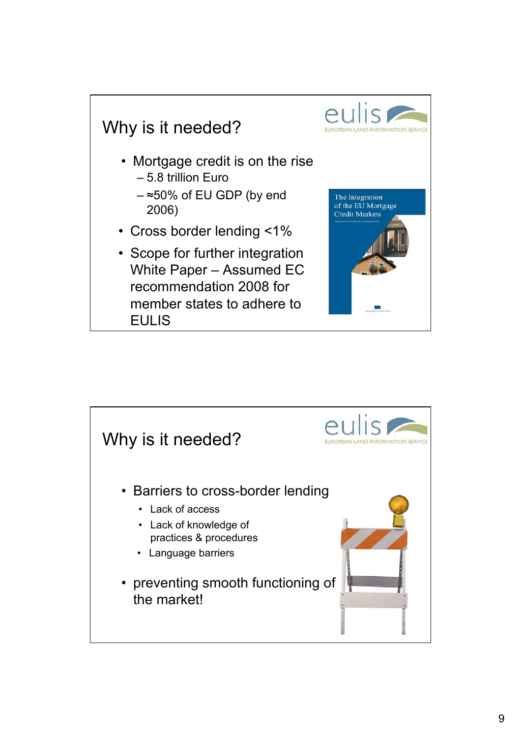## Why is it needed?

eulis EUROPEAN LAND INFORMATION SERVICE

- Mortgage credit is on the rise
  - 5.8 trillion Euro
  - ≈50% of EU GDP (by end 2006)
- Cross border lending <1%
- Scope for further integration White Paper – Assumed EC recommendation 2008 for member states to adhere to EULIS

The Integration of the EU Mortgage Credit Markets

## Why is it needed?

eulis EUROPEAN LAND INFORMATION SERVICE

- Barriers to cross-border lending
  - Lack of access
  - Lack of knowledge of practices & procedures
  - Language barriers
- preventing smooth functioning of the market!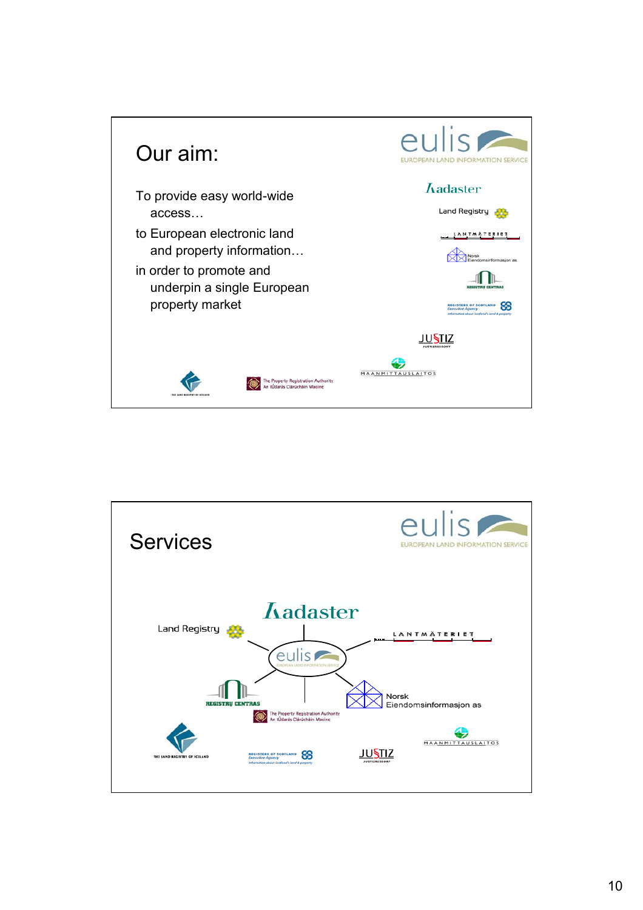## Our aim:

To provide easy world-wide access…

to European electronic land and property information…

in order to promote and underpin a single European property market

eulis
EUROPEAN LAND INFORMATION SERVICE

Kadaster

Land Registry

LANTMÄTERIET

Norsk Eiendomsinformasjon as

REGISTRŲ CENTRAS

REGISTERS OF SCOTLAND Executive Agency

JUSTIZ

MAANMITTAUSLAITOS

THE LAND REGISTRY OF ICELAND

The Property Registration Authority An tÚdarás Clárúcháin Maoine

## Services

eulis
EUROPEAN LAND INFORMATION SERVICE

Kadaster

Land Registry

LANTMÄTERIET

eulis

REGISTRŲ CENTRAS

The Property Registration Authority An tÚdarás Clárúcháin Maoine

Norsk Eiendomsinformasjon as

MAANMITTAUSLAITOS

THE LAND REGISTRY OF ICELAND

REGISTERS OF SCOTLAND Executive Agency

JUSTIZ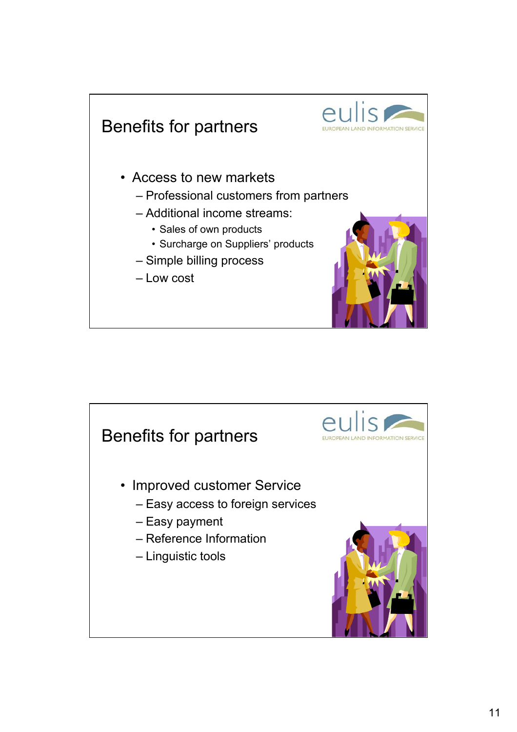## Benefits for partners

- Access to new markets
  - Professional customers from partners
  - Additional income streams:
    - Sales of own products
    - Surcharge on Suppliers' products
  - Simple billing process
  - Low cost

## Benefits for partners

- Improved customer Service
  - Easy access to foreign services
  - Easy payment
  - Reference Information
  - Linguistic tools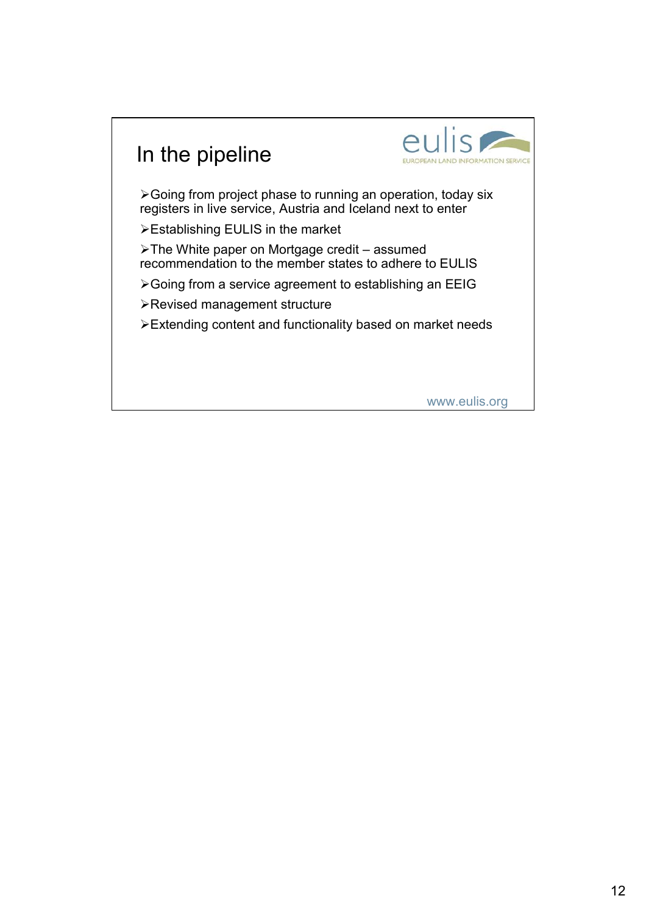# In the pipeline

eulis
EUROPEAN LAND INFORMATION SERVICE

- Going from project phase to running an operation, today six registers in live service, Austria and Iceland next to enter
- Establishing EULIS in the market
- The White paper on Mortgage credit – assumed recommendation to the member states to adhere to EULIS
- Going from a service agreement to establishing an EEIG
- Revised management structure
- Extending content and functionality based on market needs

www.eulis.org